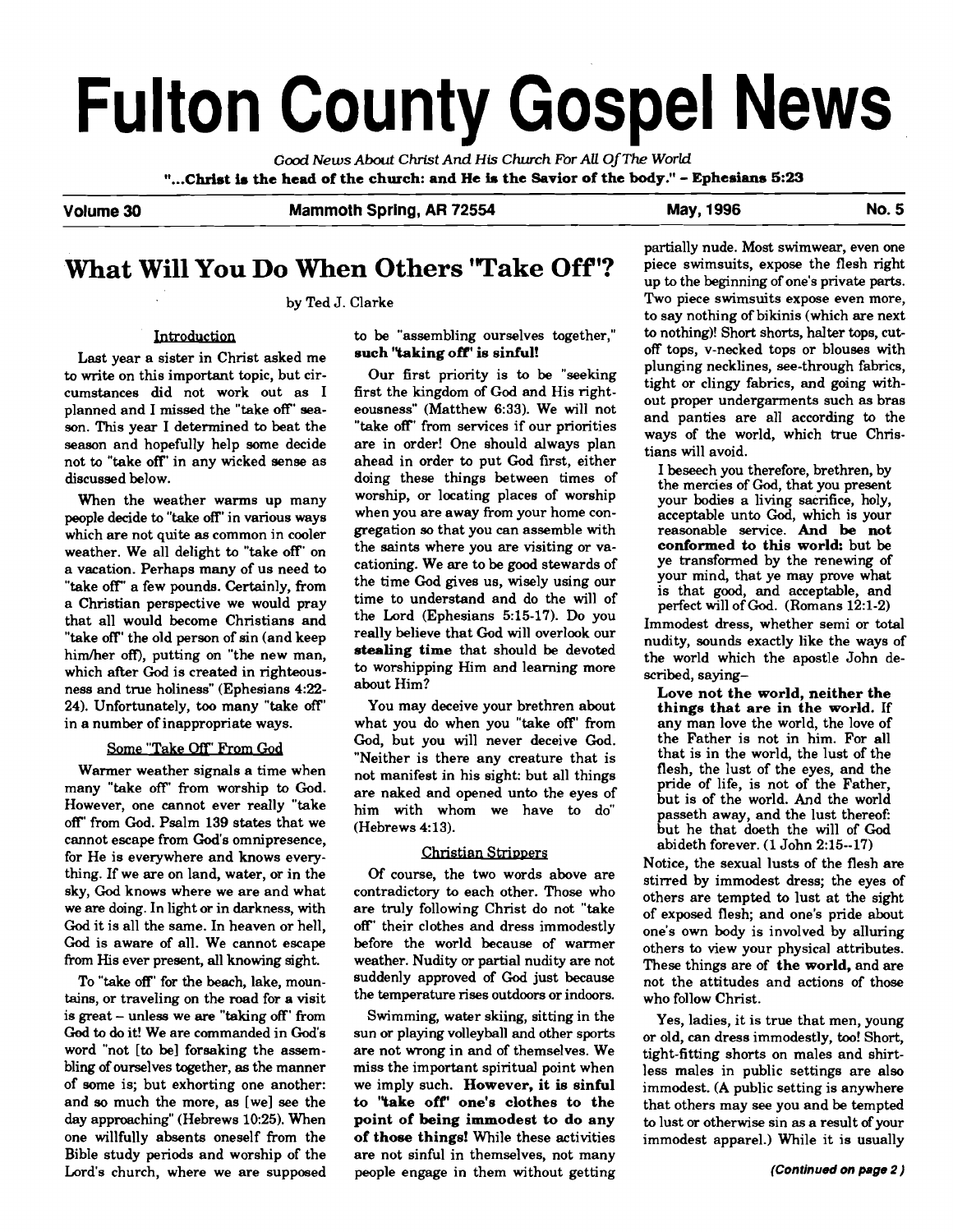# Fulton County Gospel News

*Good News About Christ And His Church For All Of The World*

**"...Christ is the head of the church: and He is the Savior of the body." - Ephesians 5:23**

**Volume 30** | **Mammoth Spring, AR 72554** | **May, 1996** | **No. 5**

## What Will You Do When Others "Take Off"?

by Ted J. Clarke

### Introduction

Last year a sister in Christ asked me to write on this important topic, but circumstances did not work out as I planned and I missed the "take off" season. This year I determined to beat the season and hopefully help some decide not to "take off" in any wicked sense as discussed below.

When the weather warms up many people decide to "take off" in various ways which are not quite as common in cooler weather. We all delight to "take off" on a vacation. Perhaps many of us need to "take off" a few pounds. Certainly, from a Christian perspective we would pray that all would become Christians and "take off" the old person of sin (and keep him/her off), putting on "the new man, which after God is created in righteousness and true holiness" (Ephesians 4:22-24). Unfortunately, too many "take off" in a number of inappropriate ways.

### Some "Take Off" From God

Warmer weather signals a time when many "take off" from worship to God. However, one cannot ever really "take off" from God. Psalm 139 states that we cannot escape from God's omnipresence, for He is everywhere and knows everything. If we are on land, water, or in the sky, God knows where we are and what we are doing. In light or in darkness, with God it is all the same. In heaven or hell, God is aware of all. We cannot escape from His ever present, all knowing sight.

To "take off" for the beach, lake, mountains, or traveling on the road for a visit is great – unless we are "taking off" from God to do it! We are commanded in God's word "not [to be] forsaking the assembling of ourselves together, as the manner of some is; but exhorting one another: and so much the more, as [we] see the day approaching" (Hebrews 10:25). When one willfully absents oneself from the Bible study periods and worship of the Lord's church, where we are supposed to be "assembling ourselves together," **such "taking off" is sinful!**

Our first priority is to be "seeking first the kingdom of God and His righteousness" (Matthew 6:33). We will not "take off" from services if our priorities are in order! One should always plan ahead in order to put God first, either doing these things between times of worship, or locating places of worship when you are away from your home congregation so that you can assemble with the saints where you are visiting or vacationing. We are to be good stewards of the time God gives us, wisely using our time to understand and do the will of the Lord (Ephesians 5:15-17). Do you really believe that God will overlook our **stealing time** that should be devoted to worshipping Him and learning more about Him?

You may deceive your brethren about what you do when you "take off" from God, but you will never deceive God. "Neither is there any creature that is not manifest in his sight: but all things are naked and opened unto the eyes of him with whom we have to do" (Hebrews 4:13).

### Christian Strippers

Of course, the two words above are contradictory to each other. Those who are truly following Christ do not "take off" their clothes and dress immodestly before the world because of warmer weather. Nudity or partial nudity are not suddenly approved of God just because the temperature rises outdoors or indoors.

Swimming, water skiing, sitting in the sun or playing volleyball and other sports are not wrong in and of themselves. We miss the important spiritual point when we imply such. **However, it is sinful to "take off" one's clothes to the point of being immodest to do any of those things!** While these activities are not sinful in themselves, not many people engage in them without getting partially nude. Most swimwear, even one piece swimsuits, expose the flesh right up to the beginning of one's private parts. Two piece swimsuits expose even more, to say nothing of bikinis (which are next to nothing)! Short shorts, halter tops, cut-off tops, v-necked tops or blouses with plunging necklines, see-through fabrics, tight or clingy fabrics, and going without proper undergarments such as bras and panties are all according to the ways of the world, which true Christians will avoid.

> I beseech you therefore, brethren, by the mercies of God, that you present your bodies a living sacrifice, holy, acceptable unto God, which is your reasonable service. **And be not conformed to this world:** but be ye transformed by the renewing of your mind, that ye may prove what is that good, and acceptable, and perfect will of God. (Romans 12:1-2)

Immodest dress, whether semi or total nudity, sounds exactly like the ways of the world which the apostle John described, saying–

> **Love not the world, neither the things that are in the world.** If any man love the world, the love of the Father is not in him. For all that is in the world, the lust of the flesh, the lust of the eyes, and the pride of life, is not of the Father, but is of the world. And the world passeth away, and the lust thereof: but he that doeth the will of God abideth forever. (1 John 2:15--17)

Notice, the sexual lusts of the flesh are stirred by immodest dress; the eyes of others are tempted to lust at the sight of exposed flesh; and one's pride about one's own body is involved by alluring others to view your physical attributes. These things are of **the world,** and are not the attitudes and actions of those who follow Christ.

Yes, ladies, it is true that men, young or old, can dress immodestly, too! Short, tight-fitting shorts on males and shirtless males in public settings are also immodest. (A public setting is anywhere that others may see you and be tempted to lust or otherwise sin as a result of your immodest apparel.) While it is usually

*(Continued on page 2)*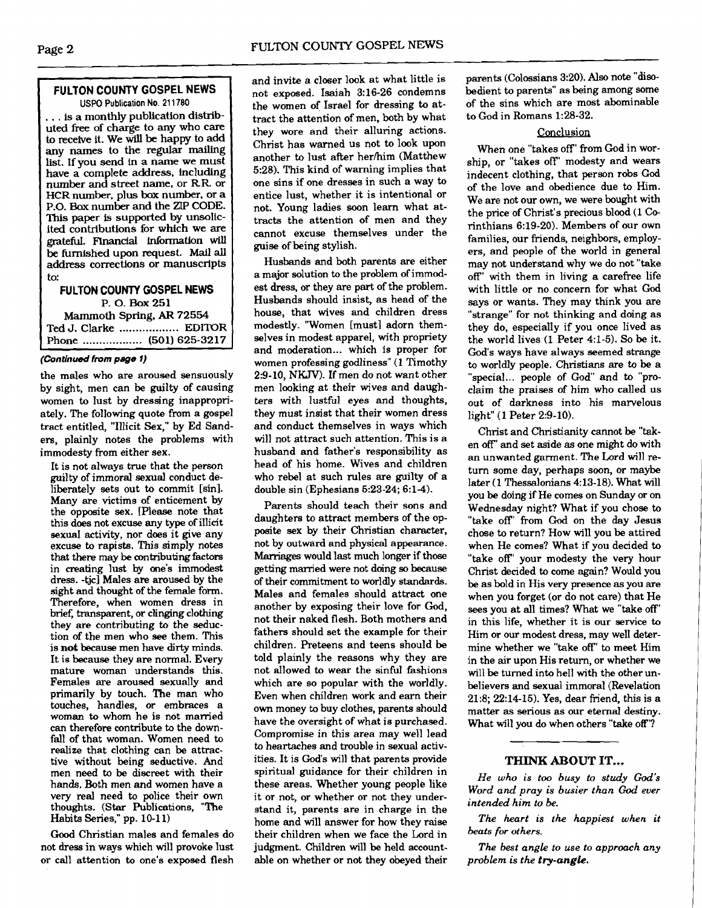**FULTON COUNTY GOSPEL NEWS**
USPO Publication No. 211780

. . . is a monthly publication distributed free of charge to any who care to receive it. We will be happy to add any names to the regular mailing list. If you send in a name we must have a complete address, including number and street name, or R.R. or HCR number, plus box number, or a P.O. Box number and the ZIP CODE. This paper is supported by unsolicited contributions for which we are grateful. Financial information will be furnished upon request. Mail all address corrections or manuscripts to:

**FULTON COUNTY GOSPEL NEWS**
P. O. Box 251
Mammoth Spring, AR 72554
Ted J. Clarke .................. EDITOR
Phone .................. (501) 625-3217

***(Continued from page 1)***

the males who are aroused sensuously by sight, men can be guilty of causing women to lust by dressing inappropriately. The following quote from a gospel tract entitled, "Illicit Sex," by Ed Sanders, plainly notes the problems with immodesty from either sex.

> It is not always true that the person guilty of immoral sexual conduct deliberately sets out to commit [sin]. Many are victims of enticement by the opposite sex. [Please note that this does not excuse any type of illicit sexual activity, nor does it give any excuse to rapists. This simply notes that there may be contributing factors in creating lust by one's immodest dress. -tjc] Males are aroused by the sight and thought of the female form. Therefore, when women dress in brief, transparent, or clinging clothing they are contributing to the seduction of the men who see them. This is **not** because men have dirty minds. It is because they are normal. Every mature woman understands this. Females are aroused sexually and primarily by touch. The man who touches, handles, or embraces a woman to whom he is not married can therefore contribute to the downfall of that woman. Women need to realize that clothing can be attractive without being seductive. And men need to be discreet with their hands. Both men and women have a very real need to police their own thoughts. (Star Publications, "The Habits Series," pp. 10-11)

Good Christian males and females do not dress in ways which will provoke lust or call attention to one's exposed flesh and invite a closer look at what little is not exposed. Isaiah 3:16-26 condemns the women of Israel for dressing to attract the attention of men, both by what they wore and their alluring actions. Christ has warned us not to look upon another to lust after her/him (Matthew 5:28). This kind of warning implies that one sins if one dresses in such a way to entice lust, whether it is intentional or not. Young ladies soon learn what attracts the attention of men and they cannot excuse themselves under the guise of being stylish.

Husbands and both parents are either a major solution to the problem of immodest dress, or they are part of the problem. Husbands should insist, as head of the house, that wives and children dress modestly. "Women [must] adorn themselves in modest apparel, with propriety and moderation... which is proper for women professing godliness" (1 Timothy 2:9-10, NKJV). If men do not want other men looking at their wives and daughters with lustful eyes and thoughts, they must insist that their women dress and conduct themselves in ways which will not attract such attention. This is a husband and father's responsibility as head of his home. Wives and children who rebel at such rules are guilty of a double sin (Ephesians 5:23-24; 6:1-4).

Parents should teach their sons and daughters to attract members of the opposite sex by their Christian character, not by outward and physical appearance. Marriages would last much longer if those getting married were not doing so because of their commitment to worldly standards. Males and females should attract one another by exposing their love for God, not their naked flesh. Both mothers and fathers should set the example for their children. Preteens and teens should be told plainly the reasons why they are not allowed to wear the sinful fashions which are so popular with the worldly. Even when children work and earn their own money to buy clothes, parents should have the oversight of what is purchased. Compromise in this area may well lead to heartaches and trouble in sexual activities. It is God's will that parents provide spiritual guidance for their children in these areas. Whether young people like it or not, or whether or not they understand it, parents are in charge in the home and will answer for how they raise their children when we face the Lord in judgment. Children will be held accountable on whether or not they obeyed their parents (Colossians 3:20). Also note "disobedient to parents" as being among some of the sins which are most abominable to God in Romans 1:28-32.

### Conclusion

When one "takes off" from God in worship, or "takes off" modesty and wears indecent clothing, that person robs God of the love and obedience due to Him. We are not our own, we were bought with the price of Christ's precious blood (1 Corinthians 6:19-20). Members of our own families, our friends, neighbors, employers, and people of the world in general may not understand why we do not "take off" with them in living a carefree life with little or no concern for what God says or wants. They may think you are "strange" for not thinking and doing as they do, especially if you once lived as the world lives (1 Peter 4:1-5). So be it. God's ways have always seemed strange to worldly people. Christians are to be a "special... people of God" and to "proclaim the praises of him who called us out of darkness into his marvelous light" (1 Peter 2:9-10).

Christ and Christianity cannot be "taken off" and set aside as one might do with an unwanted garment. The Lord will return some day, perhaps soon, or maybe later (1 Thessalonians 4:13-18). What will you be doing if He comes on Sunday or on Wednesday night? What if you chose to "take off" from God on the day Jesus chose to return? How will you be attired when He comes? What if you decided to "take off" your modesty the very hour Christ decided to come again? Would you be as bold in His very presence as you are when you forget (or do not care) that He sees you at all times? What we "take off" in this life, whether it is our service to Him or our modest dress, may well determine whether we "take off" to meet Him in the air upon His return, or whether we will be turned into hell with the other unbelievers and sexual immoral (Revelation 21:8; 22:14-15). Yes, dear friend, this is a matter as serious as our eternal destiny. What will you do when others "take off"?

---

## THINK ABOUT IT...

*He who is too busy to study God's Word and pray is busier than God ever intended him to be.*

*The heart is the happiest when it beats for others.*

*The best angle to use to approach any problem is the **try-angle**.*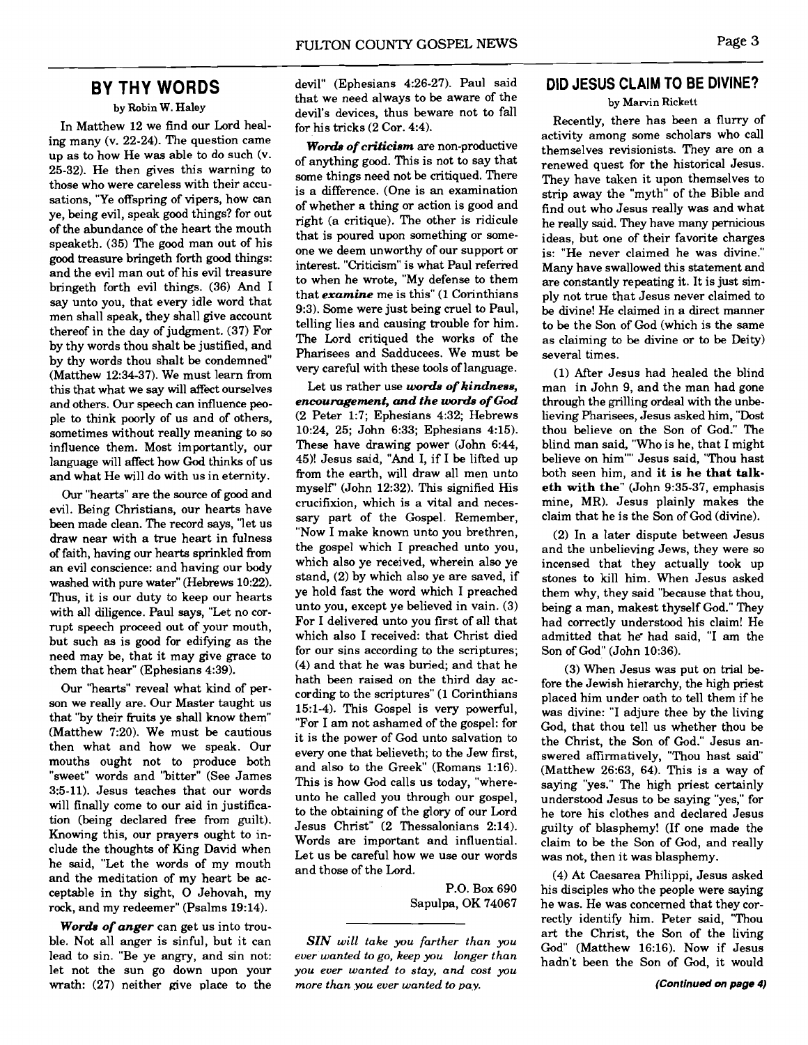## BY THY WORDS

by Robin W. Haley

In Matthew 12 we find our Lord healing many (v. 22-24). The question came up as to how He was able to do such (v. 25-32). He then gives this warning to those who were careless with their accusations, "Ye offspring of vipers, how can ye, being evil, speak good things? for out of the abundance of the heart the mouth speaketh. (35) The good man out of his good treasure bringeth forth good things: and the evil man out of his evil treasure bringeth forth evil things. (36) And I say unto you, that every idle word that men shall speak, they shall give account thereof in the day of judgment. (37) For by thy words thou shalt be justified, and by thy words thou shalt be condemned" (Matthew 12:34-37). We must learn from this that what we say will affect ourselves and others. Our speech can influence people to think poorly of us and of others, sometimes without really meaning to so influence them. Most importantly, our language will affect how God thinks of us and what He will do with us in eternity.

Our "hearts" are the source of good and evil. Being Christians, our hearts have been made clean. The record says, "let us draw near with a true heart in fulness of faith, having our hearts sprinkled from an evil conscience: and having our body washed with pure water" (Hebrews 10:22). Thus, it is our duty to keep our hearts with all diligence. Paul says, "Let no corrupt speech proceed out of your mouth, but such as is good for edifying as the need may be, that it may give grace to them that hear" (Ephesians 4:39).

Our "hearts" reveal what kind of person we really are. Our Master taught us that "by their fruits ye shall know them" (Matthew 7:20). We must be cautious then what and how we speak. Our mouths ought not to produce both "sweet" words and "bitter" (See James 3:5-11). Jesus teaches that our words will finally come to our aid in justification (being declared free from guilt). Knowing this, our prayers ought to include the thoughts of King David when he said, "Let the words of my mouth and the meditation of my heart be acceptable in thy sight, O Jehovah, my rock, and my redeemer" (Psalms 19:14).

***Words of anger*** can get us into trouble. Not all anger is sinful, but it can lead to sin. "Be ye angry, and sin not: let not the sun go down upon your wrath: (27) neither give place to the devil" (Ephesians 4:26-27). Paul said that we need always to be aware of the devil's devices, thus beware not to fall for his tricks (2 Cor. 4:4).

***Words of criticism*** are non-productive of anything good. This is not to say that some things need not be critiqued. There is a difference. (One is an examination of whether a thing or action is good and right (a critique). The other is ridicule that is poured upon something or someone we deem unworthy of our support or interest. "Criticism" is what Paul referred to when he wrote, "My defense to them that ***examine*** me is this" (1 Corinthians 9:3). Some were just being cruel to Paul, telling lies and causing trouble for him. The Lord critiqued the works of the Pharisees and Sadducees. We must be very careful with these tools of language.

Let us rather use ***words of kindness, encouragement, and the words of God*** (2 Peter 1:7; Ephesians 4:32; Hebrews 10:24, 25; John 6:33; Ephesians 4:15). These have drawing power (John 6:44, 45)! Jesus said, "And I, if I be lifted up from the earth, will draw all men unto myself" (John 12:32). This signified His crucifixion, which is a vital and necessary part of the Gospel. Remember, "Now I make known unto you brethren, the gospel which I preached unto you, which also ye received, wherein also ye stand, (2) by which also ye are saved, if ye hold fast the word which I preached unto you, except ye believed in vain. (3) For I delivered unto you first of all that which also I received: that Christ died for our sins according to the scriptures; (4) and that he was buried; and that he hath been raised on the third day according to the scriptures" (1 Corinthians 15:1-4). This Gospel is very powerful, "For I am not ashamed of the gospel: for it is the power of God unto salvation to every one that believeth; to the Jew first, and also to the Greek" (Romans 1:16). This is how God calls us today, "whereunto he called you through our gospel, to the obtaining of the glory of our Lord Jesus Christ" (2 Thessalonians 2:14). Words are important and influential. Let us be careful how we use our words and those of the Lord.

P.O. Box 690
Sapulpa, OK 74067

---

*SIN will take you farther than you ever wanted to go, keep you longer than you ever wanted to stay, and cost you more than you ever wanted to pay.*

## DID JESUS CLAIM TO BE DIVINE?

by Marvin Rickett

Recently, there has been a flurry of activity among some scholars who call themselves revisionists. They are on a renewed quest for the historical Jesus. They have taken it upon themselves to strip away the "myth" of the Bible and find out who Jesus really was and what he really said. They have many pernicious ideas, but one of their favorite charges is: "He never claimed he was divine." Many have swallowed this statement and are constantly repeating it. It is just simply not true that Jesus never claimed to be divine! He claimed in a direct manner to be the Son of God (which is the same as claiming to be divine or to be Deity) several times.

(1) After Jesus had healed the blind man in John 9, and the man had gone through the grilling ordeal with the unbelieving Pharisees, Jesus asked him, "Dost thou believe on the Son of God." The blind man said, "Who is he, that I might believe on him"" Jesus said, "Thou hast both seen him, and **it is he that talketh with the**" (John 9:35-37, emphasis mine, MR). Jesus plainly makes the claim that he is the Son of God (divine).

(2) In a later dispute between Jesus and the unbelieving Jews, they were so incensed that they actually took up stones to kill him. When Jesus asked them why, they said "because that thou, being a man, makest thyself God." They had correctly understood his claim! He admitted that he had said, "I am the Son of God" (John 10:36).

(3) When Jesus was put on trial before the Jewish hierarchy, the high priest placed him under oath to tell them if he was divine: "I adjure thee by the living God, that thou tell us whether thou be the Christ, the Son of God." Jesus answered affirmatively, "Thou hast said" (Matthew 26:63, 64). This is a way of saying "yes." The high priest certainly understood Jesus to be saying "yes," for he tore his clothes and declared Jesus guilty of blasphemy! (If one made the claim to be the Son of God, and really was not, then it was blasphemy.

(4) At Caesarea Philippi, Jesus asked his disciples who the people were saying he was. He was concerned that they correctly identify him. Peter said, "Thou art the Christ, the Son of the living God" (Matthew 16:16). Now if Jesus hadn't been the Son of God, it would

***(Continued on page 4)***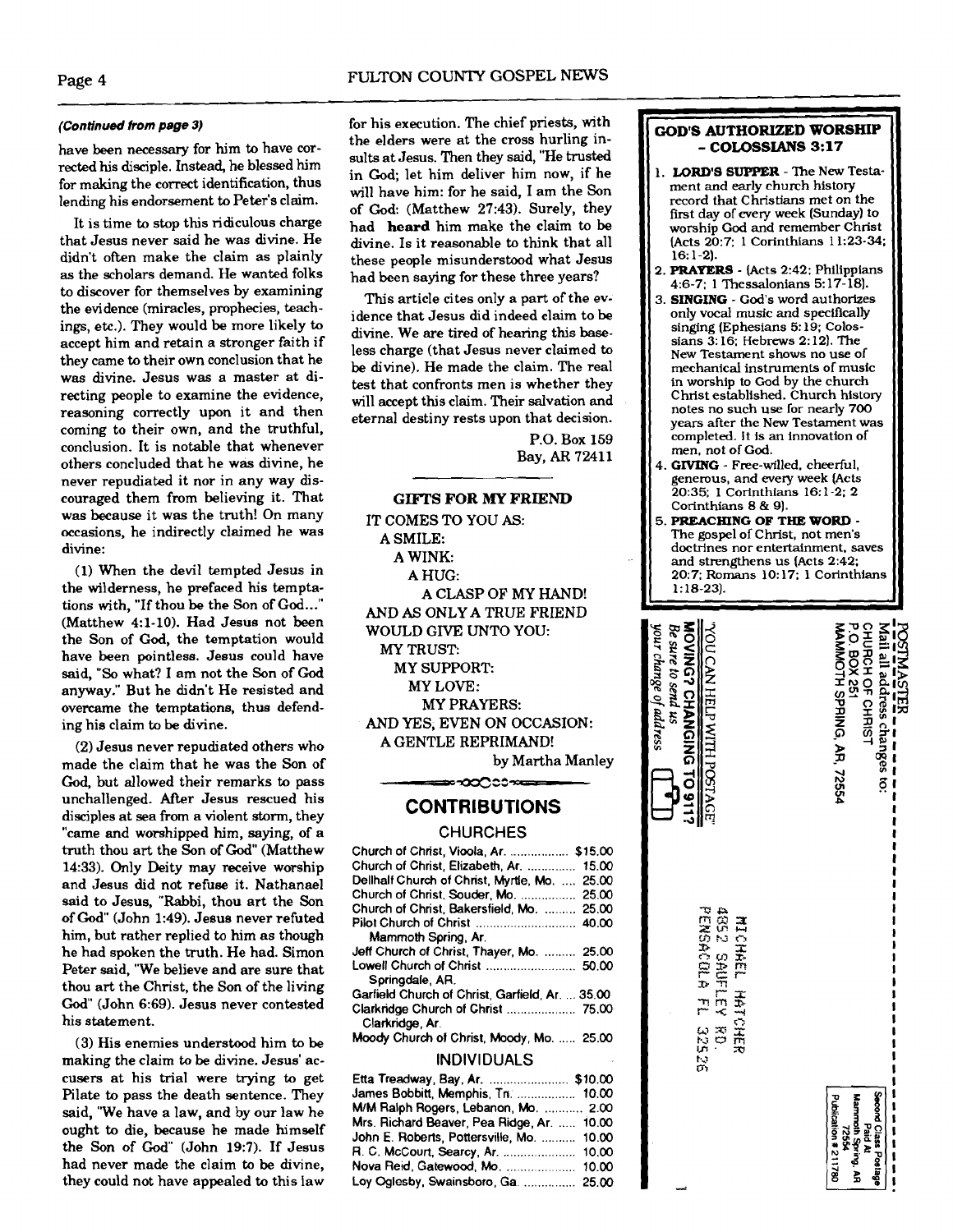*(Continued from page 3)*

have been necessary for him to have corrected his disciple. Instead, he blessed him for making the correct identification, thus lending his endorsement to Peter's claim.

It is time to stop this ridiculous charge that Jesus never said he was divine. He didn't often make the claim as plainly as the scholars demand. He wanted folks to discover for themselves by examining the evidence (miracles, prophecies, teachings, etc.). They would be more likely to accept him and retain a stronger faith if they came to their own conclusion that he was divine. Jesus was a master at directing people to examine the evidence, reasoning correctly upon it and then coming to their own, and the truthful, conclusion. It is notable that whenever others concluded that he was divine, he never repudiated it nor in any way discouraged them from believing it. That was because it was the truth! On many occasions, he indirectly claimed he was divine:

(1) When the devil tempted Jesus in the wilderness, he prefaced his temptations with, "If thou be the Son of God..." (Matthew 4:1-10). Had Jesus not been the Son of God, the temptation would have been pointless. Jesus could have said, "So what? I am not the Son of God anyway." But he didn't He resisted and overcame the temptations, thus defending his claim to be divine.

(2) Jesus never repudiated others who made the claim that he was the Son of God, but allowed their remarks to pass unchallenged. After Jesus rescued his disciples at sea from a violent storm, they "came and worshipped him, saying, of a truth thou art the Son of God" (Matthew 14:33). Only Deity may receive worship and Jesus did not refuse it. Nathanael said to Jesus, "Rabbi, thou art the Son of God" (John 1:49). Jesus never refuted him, but rather replied to him as though he had spoken the truth. He had. Simon Peter said, "We believe and are sure that thou art the Christ, the Son of the living God" (John 6:69). Jesus never contested his statement.

(3) His enemies understood him to be making the claim to be divine. Jesus' accusers at his trial were trying to get Pilate to pass the death sentence. They said, "We have a law, and by our law he ought to die, because he made himself the Son of God" (John 19:7). If Jesus had never made the claim to be divine, they could not have appealed to this law for his execution. The chief priests, with the elders were at the cross hurling insults at Jesus. Then they said, "He trusted in God; let him deliver him now, if he will have him: for he said, I am the Son of God: (Matthew 27:43). Surely, they had **heard** him make the claim to be divine. Is it reasonable to think that all these people misunderstood what Jesus had been saying for these three years?

This article cites only a part of the evidence that Jesus did indeed claim to be divine. We are tired of hearing this baseless charge (that Jesus never claimed to be divine). He made the claim. The real test that confronts men is whether they will accept this claim. Their salvation and eternal destiny rests upon that decision.

P.O. Box 159
Bay, AR 72411

### GIFTS FOR MY FRIEND

IT COMES TO YOU AS:
A SMILE:
A WINK:
A HUG:
A CLASP OF MY HAND!
AND AS ONLY A TRUE FRIEND
WOULD GIVE UNTO YOU:
MY TRUST:
MY SUPPORT:
MY LOVE:
MY PRAYERS:
AND YES, EVEN ON OCCASION:
A GENTLE REPRIMAND!

by Martha Manley

## CONTRIBUTIONS

### CHURCHES

| | |
|---|---|
| Church of Christ, Viola, Ar. | $15.00 |
| Church of Christ, Elizabeth, Ar. | 15.00 |
| Dellhalf Church of Christ, Myrtle, Mo. | 25.00 |
| Church of Christ, Souder, Mo. | 25.00 |
| Church of Christ, Bakersfield, Mo. | 25.00 |
| Pilot Church of Christ Mammoth Spring, Ar. | 40.00 |
| Jeff Church of Christ, Thayer, Mo. | 25.00 |
| Lowell Church of Christ Springdale, AR. | 50.00 |
| Garfield Church of Christ, Garfield, Ar. | 35.00 |
| Clarkridge Church of Christ Clarkridge, Ar. | 75.00 |
| Moody Church of Christ, Moody, Mo. | 25.00 |

### INDIVIDUALS

| | |
|---|---|
| Etta Treadway, Bay, Ar. | $10.00 |
| James Bobbitt, Memphis, Tn. | 10.00 |
| M/M Ralph Rogers, Lebanon, Mo. | 2.00 |
| Mrs. Richard Beaver, Pea Ridge, Ar. | 10.00 |
| John E. Roberts, Pottersville, Mo. | 10.00 |
| R. C. McCourt, Searcy, Ar. | 10.00 |
| Nova Reid, Gatewood, Mo. | 10.00 |
| Loy Oglesby, Swainsboro, Ga. | 25.00 |

### GOD'S AUTHORIZED WORSHIP - COLOSSIANS 3:17

1. **LORD'S SUPPER** - The New Testament and early church history record that Christians met on the first day of every week (Sunday) to worship God and remember Christ (Acts 20:7; 1 Corinthians 11:23-34; 16:1-2).
2. **PRAYERS** - (Acts 2:42; Philippians 4:6-7; 1 Thessalonians 5:17-18).
3. **SINGING** - God's word authorizes only vocal music and specifically singing (Ephesians 5:19; Colossians 3:16; Hebrews 2:12). The New Testament shows no use of mechanical instruments of music in worship to God by the church Christ established. Church history notes no such use for nearly 700 years after the New Testament was completed. It is an innovation of men, not of God.
4. **GIVING** - Free-willed, cheerful, generous, and every week (Acts 20:35; 1 Corinthians 16:1-2; 2 Corinthians 8 & 9).
5. **PREACHING OF THE WORD** - The gospel of Christ, not men's doctrines nor entertainment, saves and strengthens us (Acts 2:42; 20:7; Romans 10:17; 1 Corinthians 1:18-23).

POSTMASTER
Mail all address changes to:
CHURCH OF CHRIST
P.O. BOX 251
MAMMOTH SPRING, AR, 72554

"YOU CAN HELP WITH POSTAGE"
**MOVING? CHANGING TO 911?**
*Be sure to send us your change of address*

MICHAEL HATCHER
4852 SAUFLEY RD.
PENSACOLA FL 32526

Second Class Postage
Paid At
Mammoth Spring, AR
72554
Publication # 211780